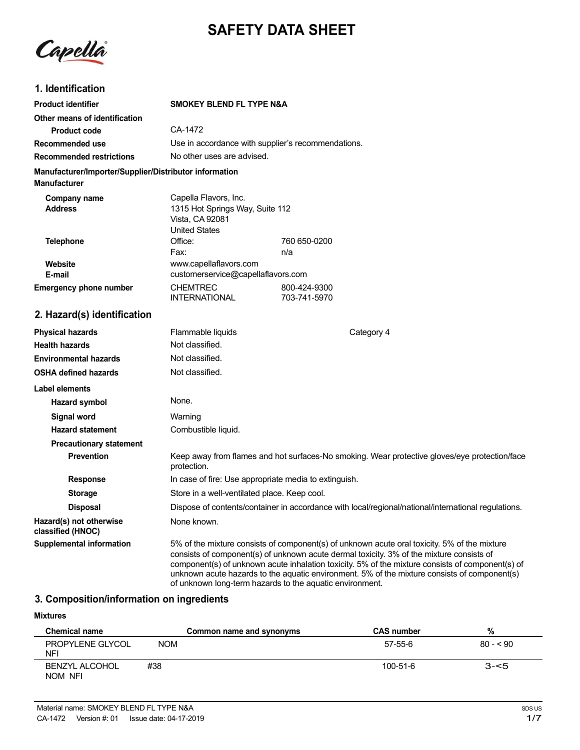# SAFETY DATA SHEET

Capella

## 1. Identification

| | | |
|---|---|---|
| **Product identifier** | **SMOKEY BLEND FL TYPE N&A** | |
| **Other means of identification** | | |
| **Product code** | CA-1472 | |
| **Recommended use** | Use in accordance with supplier's recommendations. | |
| **Recommended restrictions** | No other uses are advised. | |

**Manufacturer/Importer/Supplier/Distributor information**

**Manufacturer**

| | | |
|---|---|---|
| **Company name** | Capella Flavors, Inc. | |
| **Address** | 1315 Hot Springs Way, Suite 112<br>Vista, CA 92081<br>United States | |
| **Telephone** | Office: | 760 650-0200 |
| | Fax: | n/a |
| **Website** | www.capellaflavors.com | |
| **E-mail** | customerservice@capellaflavors.com | |
| **Emergency phone number** | CHEMTREC | 800-424-9300 |
| | INTERNATIONAL | 703-741-5970 |

## 2. Hazard(s) identification

| | | |
|---|---|---|
| **Physical hazards** | Flammable liquids | Category 4 |
| **Health hazards** | Not classified. | |
| **Environmental hazards** | Not classified. | |
| **OSHA defined hazards** | Not classified. | |

**Label elements**

| | |
|---|---|
| **Hazard symbol** | None. |
| **Signal word** | Warning |
| **Hazard statement** | Combustible liquid. |
| **Precautionary statement** | |
| **Prevention** | Keep away from flames and hot surfaces-No smoking. Wear protective gloves/eye protection/face protection. |
| **Response** | In case of fire: Use appropriate media to extinguish. |
| **Storage** | Store in a well-ventilated place. Keep cool. |
| **Disposal** | Dispose of contents/container in accordance with local/regional/national/international regulations. |
| **Hazard(s) not otherwise classified (HNOC)** | None known. |
| **Supplemental information** | 5% of the mixture consists of component(s) of unknown acute oral toxicity. 5% of the mixture consists of component(s) of unknown acute dermal toxicity. 3% of the mixture consists of component(s) of unknown acute inhalation toxicity. 5% of the mixture consists of component(s) of unknown acute hazards to the aquatic environment. 5% of the mixture consists of component(s) of unknown long-term hazards to the aquatic environment. |

## 3. Composition/information on ingredients

**Mixtures**

| Chemical name | Common name and synonyms | CAS number | % |
|---|---|---|---|
| PROPYLENE GLYCOL NFI | NOM | 57-55-6 | 80 - < 90 |
| BENZYL ALCOHOL NOM NFI | #38 | 100-51-6 | 3-<5 |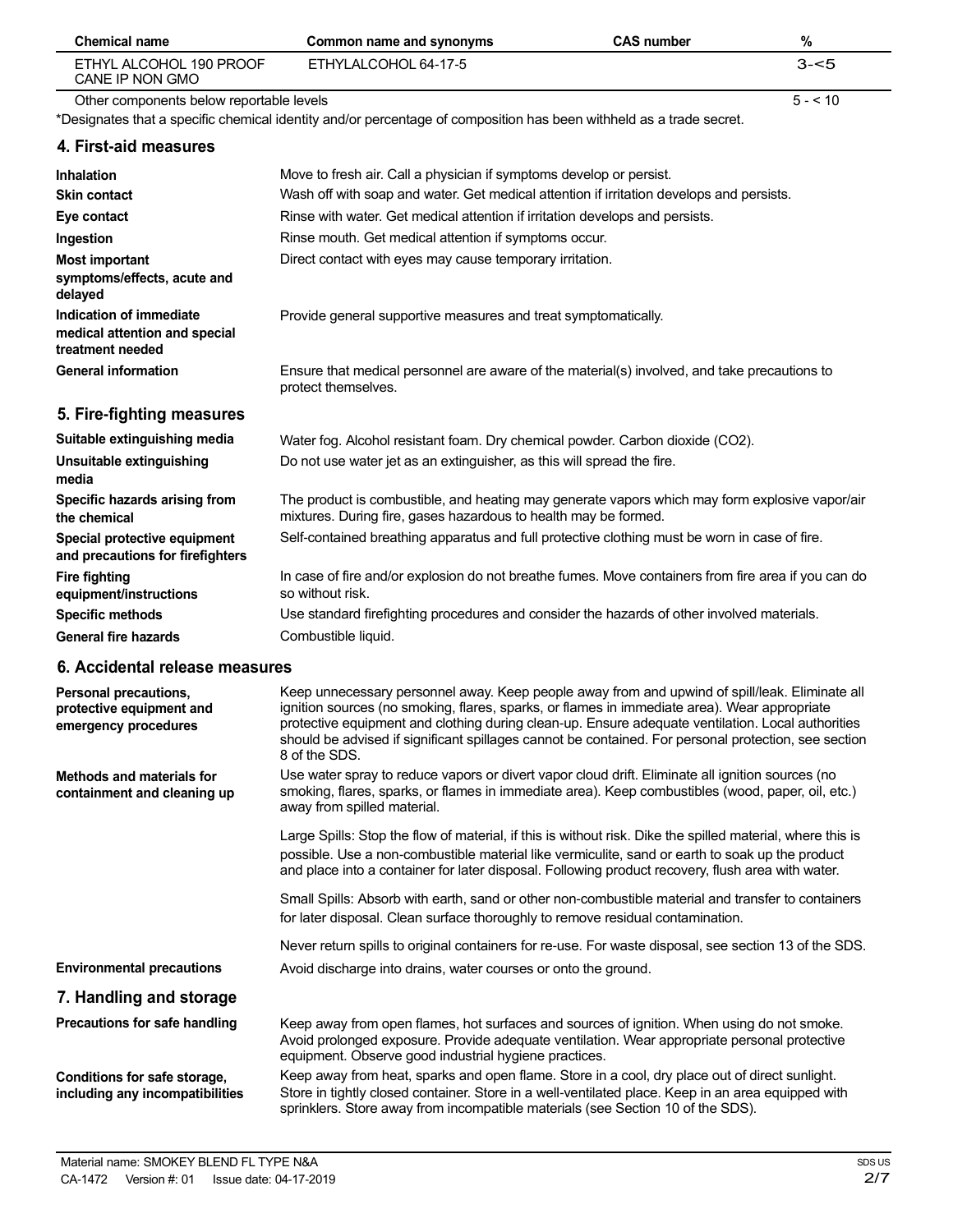| Chemical name | Common name and synonyms | CAS number | % |
|---|---|---|---|
| ETHYL ALCOHOL 190 PROOF CANE IP NON GMO | ETHYLALCOHOL 64-17-5 | | 3-<5 |
| Other components below reportable levels | | | 5 - < 10 |

*Designates that a specific chemical identity and/or percentage of composition has been withheld as a trade secret.

## 4. First-aid measures

| | |
|---|---|
| **Inhalation** | Move to fresh air. Call a physician if symptoms develop or persist. |
| **Skin contact** | Wash off with soap and water. Get medical attention if irritation develops and persists. |
| **Eye contact** | Rinse with water. Get medical attention if irritation develops and persists. |
| **Ingestion** | Rinse mouth. Get medical attention if symptoms occur. |
| **Most important symptoms/effects, acute and delayed** | Direct contact with eyes may cause temporary irritation. |
| **Indication of immediate medical attention and special treatment needed** | Provide general supportive measures and treat symptomatically. |
| **General information** | Ensure that medical personnel are aware of the material(s) involved, and take precautions to protect themselves. |

## 5. Fire-fighting measures

| | |
|---|---|
| **Suitable extinguishing media** | Water fog. Alcohol resistant foam. Dry chemical powder. Carbon dioxide ($CO_2$). |
| **Unsuitable extinguishing media** | Do not use water jet as an extinguisher, as this will spread the fire. |
| **Specific hazards arising from the chemical** | The product is combustible, and heating may generate vapors which may form explosive vapor/air mixtures. During fire, gases hazardous to health may be formed. |
| **Special protective equipment and precautions for firefighters** | Self-contained breathing apparatus and full protective clothing must be worn in case of fire. |
| **Fire fighting equipment/instructions** | In case of fire and/or explosion do not breathe fumes. Move containers from fire area if you can do so without risk. |
| **Specific methods** | Use standard firefighting procedures and consider the hazards of other involved materials. |
| **General fire hazards** | Combustible liquid. |

## 6. Accidental release measures

**Personal precautions, protective equipment and emergency procedures**

Keep unnecessary personnel away. Keep people away from and upwind of spill/leak. Eliminate all ignition sources (no smoking, flares, sparks, or flames in immediate area). Wear appropriate protective equipment and clothing during clean-up. Ensure adequate ventilation. Local authorities should be advised if significant spillages cannot be contained. For personal protection, see section 8 of the SDS.

**Methods and materials for containment and cleaning up**

Use water spray to reduce vapors or divert vapor cloud drift. Eliminate all ignition sources (no smoking, flares, sparks, or flames in immediate area). Keep combustibles (wood, paper, oil, etc.) away from spilled material.

Large Spills: Stop the flow of material, if this is without risk. Dike the spilled material, where this is possible. Use a non-combustible material like vermiculite, sand or earth to soak up the product and place into a container for later disposal. Following product recovery, flush area with water.

Small Spills: Absorb with earth, sand or other non-combustible material and transfer to containers for later disposal. Clean surface thoroughly to remove residual contamination.

Never return spills to original containers for re-use. For waste disposal, see section 13 of the SDS.

**Environmental precautions**

Avoid discharge into drains, water courses or onto the ground.

## 7. Handling and storage

**Precautions for safe handling**

Keep away from open flames, hot surfaces and sources of ignition. When using do not smoke. Avoid prolonged exposure. Provide adequate ventilation. Wear appropriate personal protective equipment. Observe good industrial hygiene practices.

**Conditions for safe storage, including any incompatibilities**

Keep away from heat, sparks and open flame. Store in a cool, dry place out of direct sunlight. Store in tightly closed container. Store in a well-ventilated place. Keep in an area equipped with sprinklers. Store away from incompatible materials (see Section 10 of the SDS).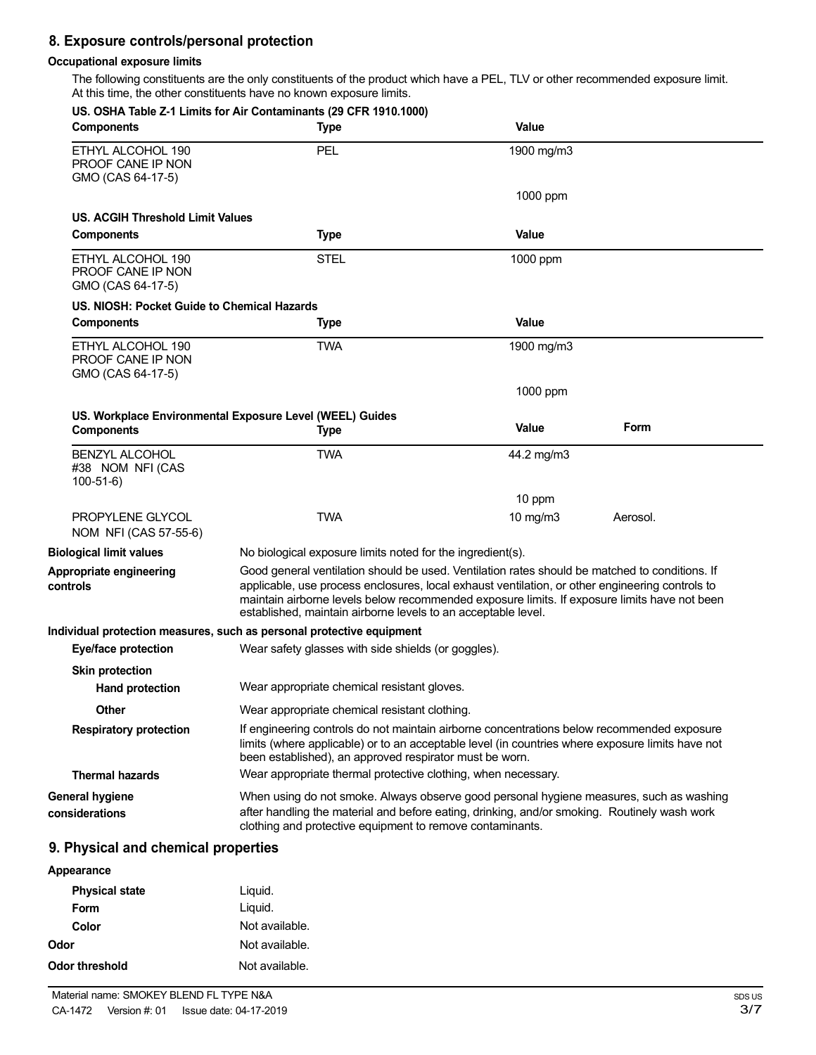## 8. Exposure controls/personal protection

### Occupational exposure limits

The following constituents are the only constituents of the product which have a PEL, TLV or other recommended exposure limit. At this time, the other constituents have no known exposure limits.

**US. OSHA Table Z-1 Limits for Air Contaminants (29 CFR 1910.1000)**

| Components | Type | Value |
|---|---|---|
| ETHYL ALCOHOL 190 PROOF CANE IP NON GMO (CAS 64-17-5) | PEL | 1900 mg/m3 |
| | | 1000 ppm |

**US. ACGIH Threshold Limit Values**

| Components | Type | Value |
|---|---|---|
| ETHYL ALCOHOL 190 PROOF CANE IP NON GMO (CAS 64-17-5) | STEL | 1000 ppm |

**US. NIOSH: Pocket Guide to Chemical Hazards**

| Components | Type | Value |
|---|---|---|
| ETHYL ALCOHOL 190 PROOF CANE IP NON GMO (CAS 64-17-5) | TWA | 1900 mg/m3 |
| | | 1000 ppm |

**US. Workplace Environmental Exposure Level (WEEL) Guides**

| Components | Type | Value | Form |
|---|---|---|---|
| BENZYL ALCOHOL #38 NOM NFI (CAS 100-51-6) | TWA | 44.2 mg/m3 | |
| | | 10 ppm | |
| PROPYLENE GLYCOL NOM NFI (CAS 57-55-6) | TWA | 10 mg/m3 | Aerosol. |

**Biological limit values**
No biological exposure limits noted for the ingredient(s).

**Appropriate engineering controls**
Good general ventilation should be used. Ventilation rates should be matched to conditions. If applicable, use process enclosures, local exhaust ventilation, or other engineering controls to maintain airborne levels below recommended exposure limits. If exposure limits have not been established, maintain airborne levels to an acceptable level.

### Individual protection measures, such as personal protective equipment

**Eye/face protection**
Wear safety glasses with side shields (or goggles).

**Skin protection**

**Hand protection**
Wear appropriate chemical resistant gloves.

**Other**
Wear appropriate chemical resistant clothing.

**Respiratory protection**
If engineering controls do not maintain airborne concentrations below recommended exposure limits (where applicable) or to an acceptable level (in countries where exposure limits have not been established), an approved respirator must be worn.

**Thermal hazards**
Wear appropriate thermal protective clothing, when necessary.

**General hygiene considerations**
When using do not smoke. Always observe good personal hygiene measures, such as washing after handling the material and before eating, drinking, and/or smoking. Routinely wash work clothing and protective equipment to remove contaminants.

## 9. Physical and chemical properties

**Appearance**

| | |
|---|---|
| **Physical state** | Liquid. |
| **Form** | Liquid. |
| **Color** | Not available. |
| **Odor** | Not available. |
| **Odor threshold** | Not available. |

Material name: SMOKEY BLEND FL TYPE N&A
CA-1472 Version #: 01 Issue date: 04-17-2019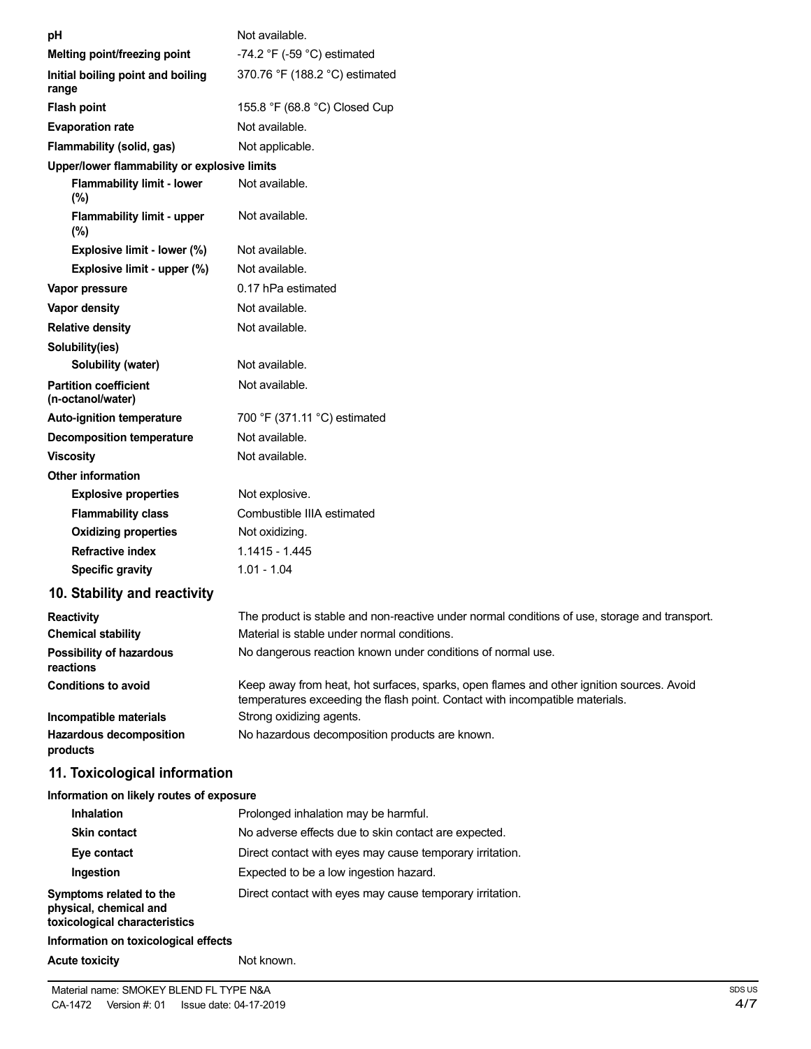| | |
|---|---|
| **pH** | Not available. |
| **Melting point/freezing point** | -74.2 °F (-59 °C) estimated |
| **Initial boiling point and boiling range** | 370.76 °F (188.2 °C) estimated |
| **Flash point** | 155.8 °F (68.8 °C) Closed Cup |
| **Evaporation rate** | Not available. |
| **Flammability (solid, gas)** | Not applicable. |
| **Upper/lower flammability or explosive limits** | |
| **Flammability limit - lower (%)** | Not available. |
| **Flammability limit - upper (%)** | Not available. |
| **Explosive limit - lower (%)** | Not available. |
| **Explosive limit - upper (%)** | Not available. |
| **Vapor pressure** | 0.17 hPa estimated |
| **Vapor density** | Not available. |
| **Relative density** | Not available. |
| **Solubility(ies)** | |
| **Solubility (water)** | Not available. |
| **Partition coefficient (n-octanol/water)** | Not available. |
| **Auto-ignition temperature** | 700 °F (371.11 °C) estimated |
| **Decomposition temperature** | Not available. |
| **Viscosity** | Not available. |
| **Other information** | |
| **Explosive properties** | Not explosive. |
| **Flammability class** | Combustible IIIA estimated |
| **Oxidizing properties** | Not oxidizing. |
| **Refractive index** | 1.1415 - 1.445 |
| **Specific gravity** | 1.01 - 1.04 |

## 10. Stability and reactivity

| | |
|---|---|
| **Reactivity** | The product is stable and non-reactive under normal conditions of use, storage and transport. |
| **Chemical stability** | Material is stable under normal conditions. |
| **Possibility of hazardous reactions** | No dangerous reaction known under conditions of normal use. |
| **Conditions to avoid** | Keep away from heat, hot surfaces, sparks, open flames and other ignition sources. Avoid temperatures exceeding the flash point. Contact with incompatible materials. |
| **Incompatible materials** | Strong oxidizing agents. |
| **Hazardous decomposition products** | No hazardous decomposition products are known. |

## 11. Toxicological information

**Information on likely routes of exposure**

| | |
|---|---|
| **Inhalation** | Prolonged inhalation may be harmful. |
| **Skin contact** | No adverse effects due to skin contact are expected. |
| **Eye contact** | Direct contact with eyes may cause temporary irritation. |
| **Ingestion** | Expected to be a low ingestion hazard. |
| **Symptoms related to the physical, chemical and toxicological characteristics** | Direct contact with eyes may cause temporary irritation. |

**Information on toxicological effects**

| | |
|---|---|
| **Acute toxicity** | Not known. |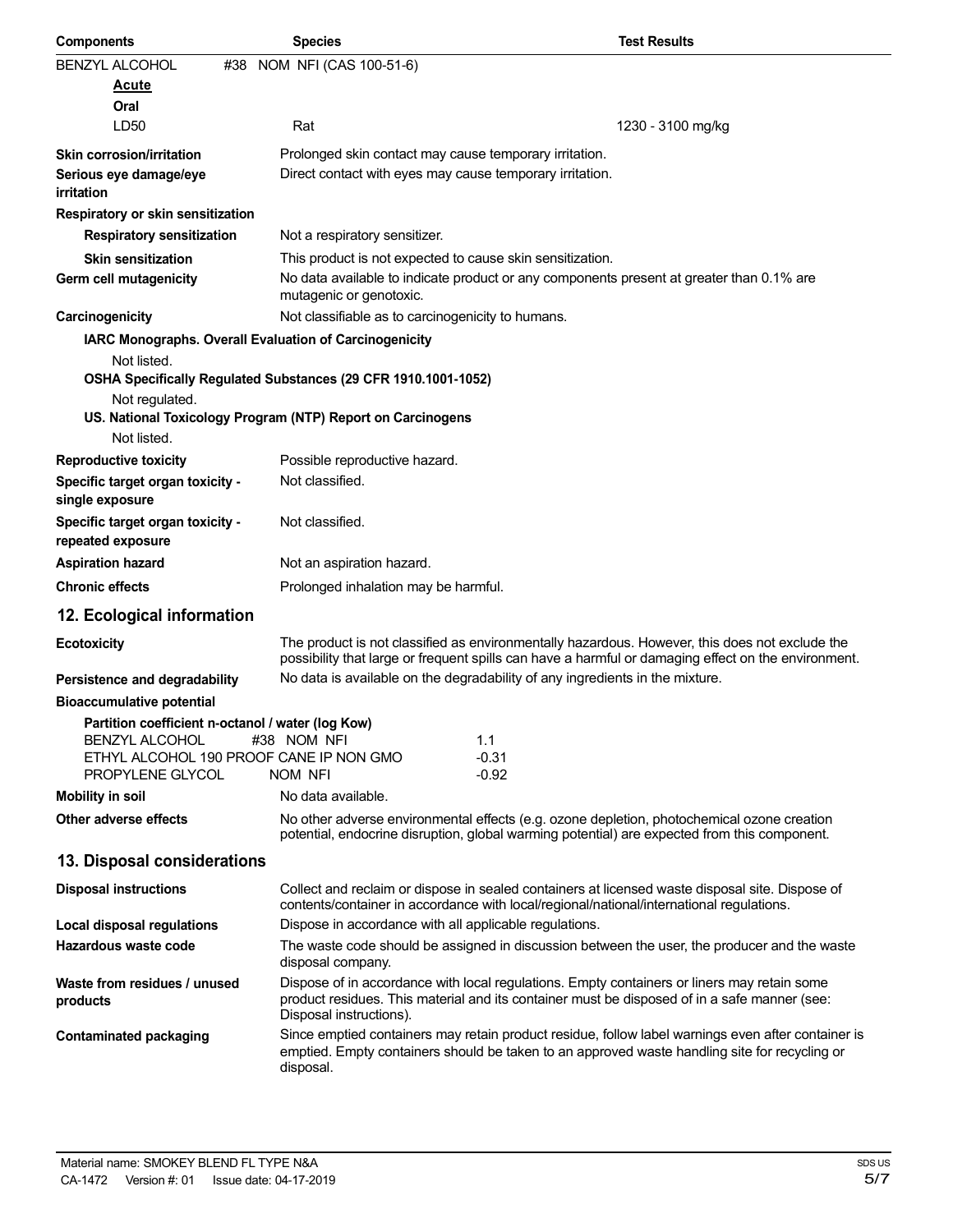| Components | Species | Test Results |
| --- | --- | --- |
| BENZYL ALCOHOL #38 NOM NFI (CAS 100-51-6) | | |
| **Acute** | | |
| **Oral** | | |
| LD50 | Rat | 1230 - 3100 mg/kg |

**Skin corrosion/irritation** Prolonged skin contact may cause temporary irritation.

**Serious eye damage/eye irritation** Direct contact with eyes may cause temporary irritation.

**Respiratory or skin sensitization**

**Respiratory sensitization** Not a respiratory sensitizer.

**Skin sensitization** This product is not expected to cause skin sensitization.

**Germ cell mutagenicity** No data available to indicate product or any components present at greater than 0.1% are mutagenic or genotoxic.

**Carcinogenicity** Not classifiable as to carcinogenicity to humans.

**IARC Monographs. Overall Evaluation of Carcinogenicity**

Not listed.

**OSHA Specifically Regulated Substances (29 CFR 1910.1001-1052)**

Not regulated.

**US. National Toxicology Program (NTP) Report on Carcinogens**

Not listed.

**Reproductive toxicity** Possible reproductive hazard.

**Specific target organ toxicity - single exposure** Not classified.

**Specific target organ toxicity - repeated exposure** Not classified.

**Aspiration hazard** Not an aspiration hazard.

**Chronic effects** Prolonged inhalation may be harmful.

## 12. Ecological information

**Ecotoxicity** The product is not classified as environmentally hazardous. However, this does not exclude the possibility that large or frequent spills can have a harmful or damaging effect on the environment.

**Persistence and degradability** No data is available on the degradability of any ingredients in the mixture.

**Bioaccumulative potential**

**Partition coefficient n-octanol / water (log Kow)**

| | |
| --- | --- |
| BENZYL ALCOHOL #38 NOM NFI | 1.1 |
| ETHYL ALCOHOL 190 PROOF CANE IP NON GMO | -0.31 |
| PROPYLENE GLYCOL NOM NFI | -0.92 |

**Mobility in soil** No data available.

**Other adverse effects** No other adverse environmental effects (e.g. ozone depletion, photochemical ozone creation potential, endocrine disruption, global warming potential) are expected from this component.

## 13. Disposal considerations

**Disposal instructions** Collect and reclaim or dispose in sealed containers at licensed waste disposal site. Dispose of contents/container in accordance with local/regional/national/international regulations.

**Local disposal regulations** Dispose in accordance with all applicable regulations.

**Hazardous waste code** The waste code should be assigned in discussion between the user, the producer and the waste disposal company.

**Waste from residues / unused products** Dispose of in accordance with local regulations. Empty containers or liners may retain some product residues. This material and its container must be disposed of in a safe manner (see: Disposal instructions).

**Contaminated packaging** Since emptied containers may retain product residue, follow label warnings even after container is emptied. Empty containers should be taken to an approved waste handling site for recycling or disposal.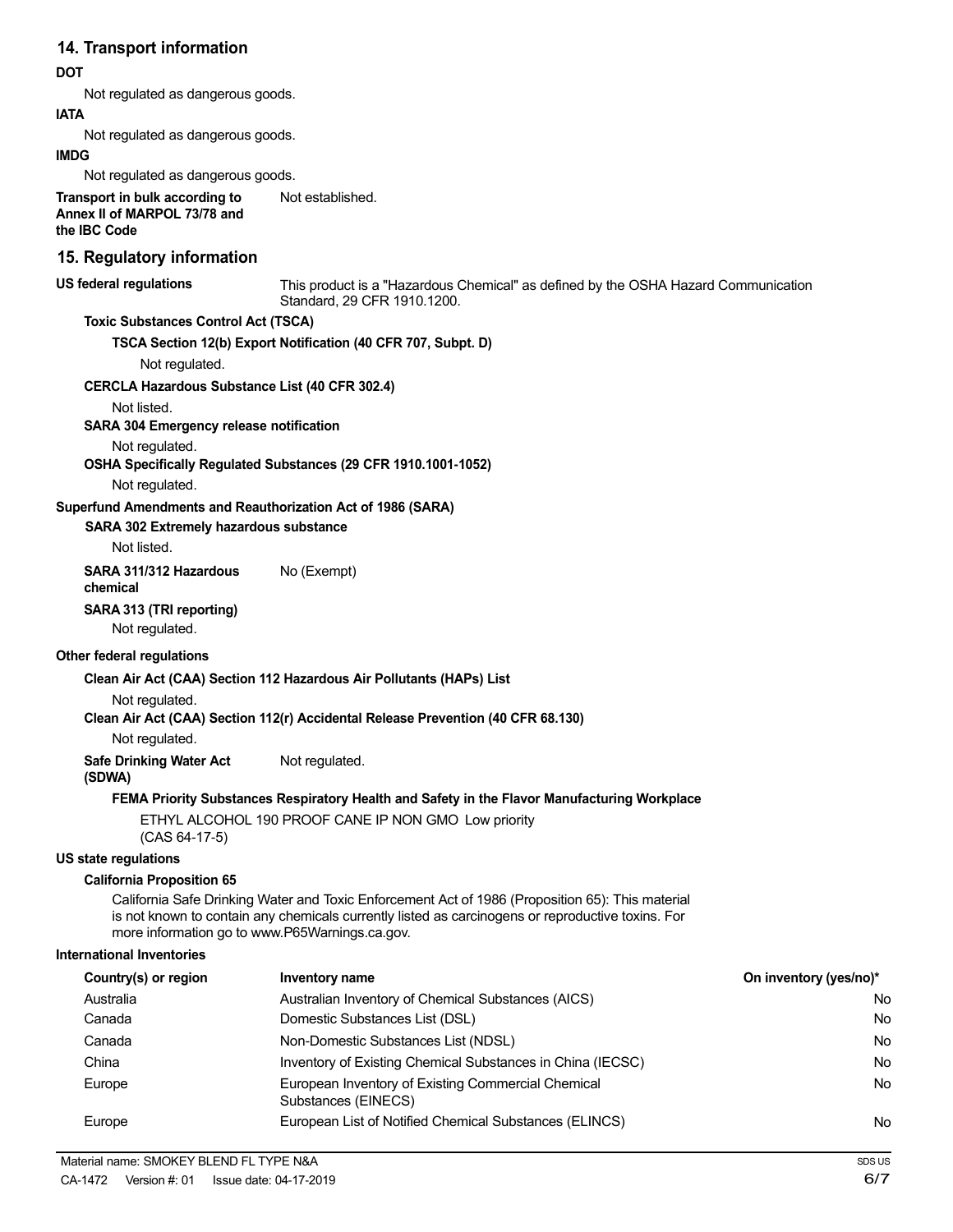## 14. Transport information

**DOT**

Not regulated as dangerous goods.

**IATA**

Not regulated as dangerous goods.

**IMDG**

Not regulated as dangerous goods.

**Transport in bulk according to Annex II of MARPOL 73/78 and the IBC Code** Not established.

## 15. Regulatory information

**US federal regulations** This product is a "Hazardous Chemical" as defined by the OSHA Hazard Communication Standard, 29 CFR 1910.1200.

**Toxic Substances Control Act (TSCA)**

**TSCA Section 12(b) Export Notification (40 CFR 707, Subpt. D)**

Not regulated.

**CERCLA Hazardous Substance List (40 CFR 302.4)**

Not listed.

**SARA 304 Emergency release notification**

Not regulated.

**OSHA Specifically Regulated Substances (29 CFR 1910.1001-1052)**

Not regulated.

**Superfund Amendments and Reauthorization Act of 1986 (SARA)**

**SARA 302 Extremely hazardous substance**

Not listed.

**SARA 311/312 Hazardous chemical** No (Exempt)

**SARA 313 (TRI reporting)**

Not regulated.

**Other federal regulations**

**Clean Air Act (CAA) Section 112 Hazardous Air Pollutants (HAPs) List**

Not regulated.

**Clean Air Act (CAA) Section 112(r) Accidental Release Prevention (40 CFR 68.130)**

Not regulated.

**Safe Drinking Water Act (SDWA)** Not regulated.

**FEMA Priority Substances Respiratory Health and Safety in the Flavor Manufacturing Workplace**

ETHYL ALCOHOL 190 PROOF CANE IP NON GMO (CAS 64-17-5) Low priority

**US state regulations**

**California Proposition 65**

California Safe Drinking Water and Toxic Enforcement Act of 1986 (Proposition 65): This material is not known to contain any chemicals currently listed as carcinogens or reproductive toxins. For more information go to www.P65Warnings.ca.gov.

**International Inventories**

| Country(s) or region | Inventory name | On inventory (yes/no)* |
|---|---|---|
| Australia | Australian Inventory of Chemical Substances (AICS) | No |
| Canada | Domestic Substances List (DSL) | No |
| Canada | Non-Domestic Substances List (NDSL) | No |
| China | Inventory of Existing Chemical Substances in China (IECSC) | No |
| Europe | European Inventory of Existing Commercial Chemical Substances (EINECS) | No |
| Europe | European List of Notified Chemical Substances (ELINCS) | No |

Material name: SMOKEY BLEND FL TYPE N&A

CA-1472 Version #: 01 Issue date: 04-17-2019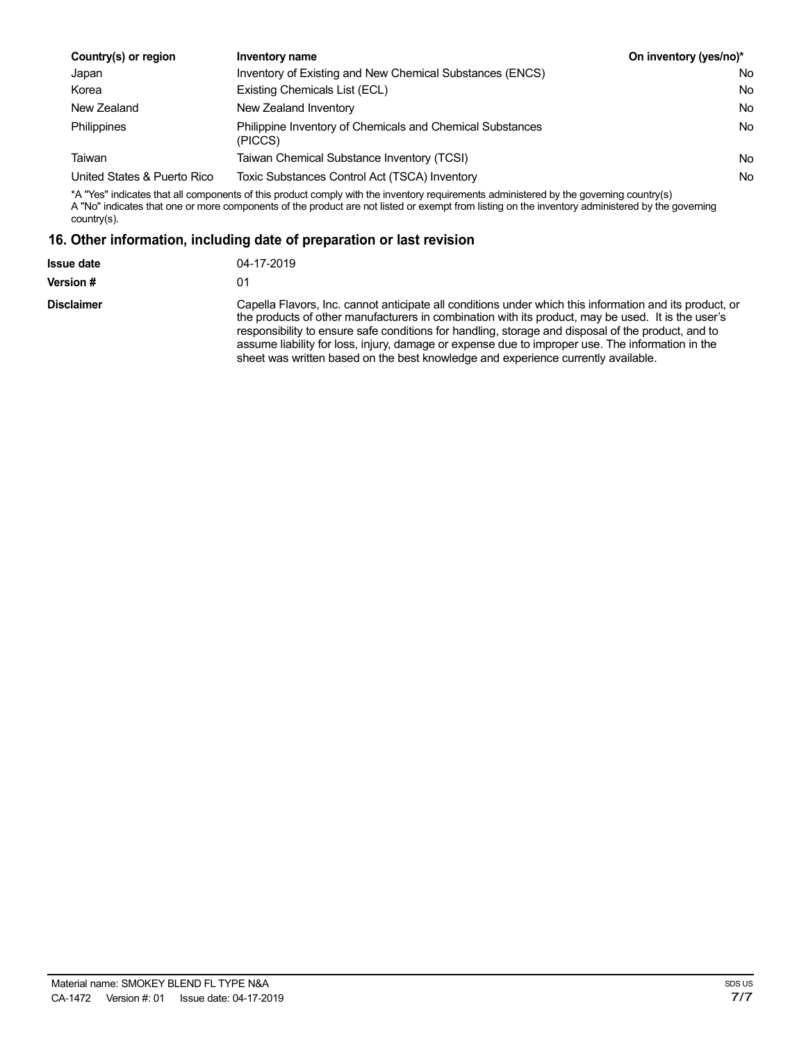| Country(s) or region | Inventory name | On inventory (yes/no)* |
| --- | --- | --- |
| Japan | Inventory of Existing and New Chemical Substances (ENCS) | No |
| Korea | Existing Chemicals List (ECL) | No |
| New Zealand | New Zealand Inventory | No |
| Philippines | Philippine Inventory of Chemicals and Chemical Substances (PICCS) | No |
| Taiwan | Taiwan Chemical Substance Inventory (TCSI) | No |
| United States & Puerto Rico | Toxic Substances Control Act (TSCA) Inventory | No |

*A "Yes" indicates that all components of this product comply with the inventory requirements administered by the governing country(s)
A "No" indicates that one or more components of the product are not listed or exempt from listing on the inventory administered by the governing country(s).

## 16. Other information, including date of preparation or last revision

**Issue date** 04-17-2019

**Version #** 01

**Disclaimer** Capella Flavors, Inc. cannot anticipate all conditions under which this information and its product, or the products of other manufacturers in combination with its product, may be used. It is the user's responsibility to ensure safe conditions for handling, storage and disposal of the product, and to assume liability for loss, injury, damage or expense due to improper use. The information in the sheet was written based on the best knowledge and experience currently available.